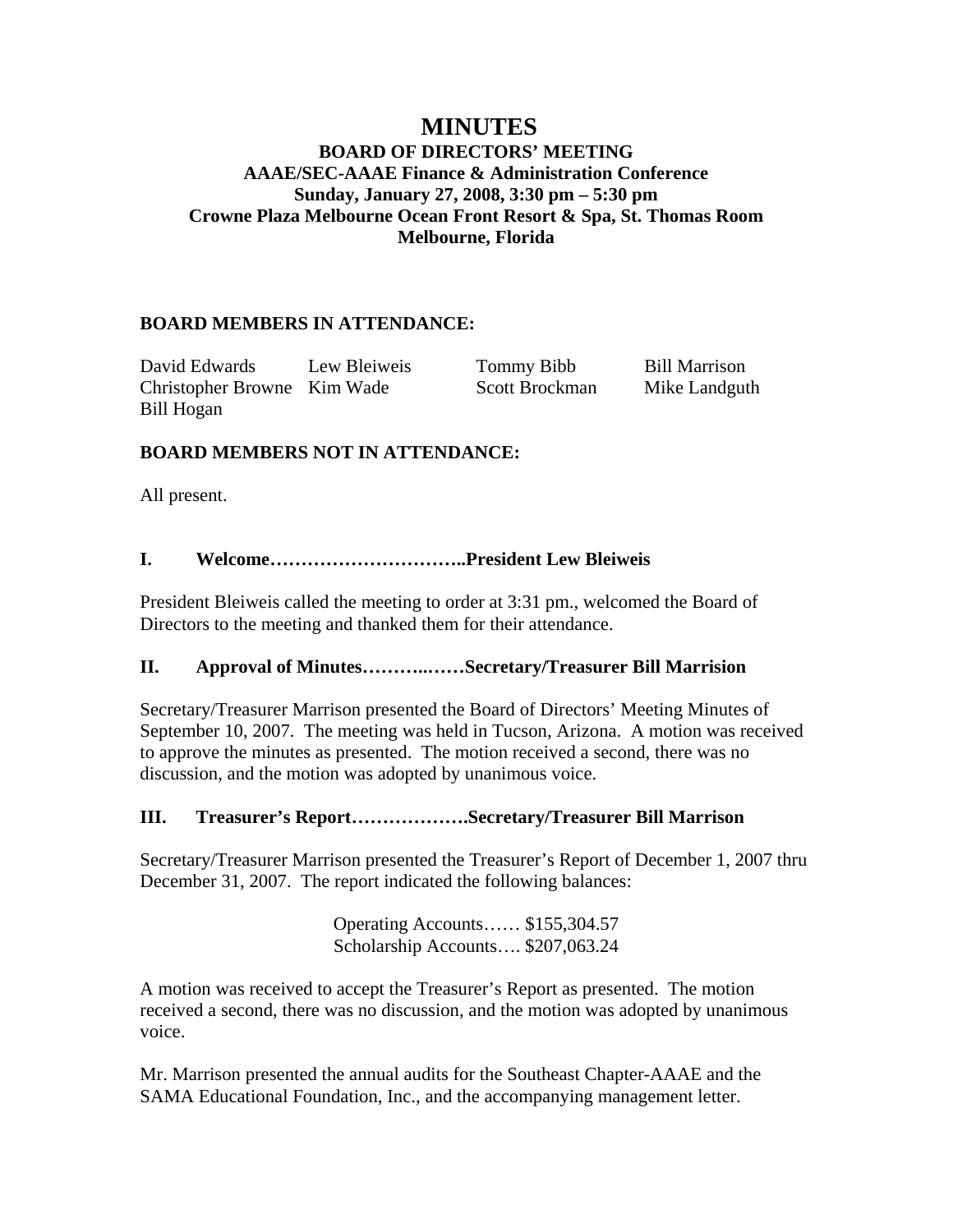# MINUTES

**BOARD OF DIRECTORS' MEETING**
**AAAE/SEC-AAAE Finance & Administration Conference**
**Sunday, January 27, 2008, 3:30 pm – 5:30 pm**
**Crowne Plaza Melbourne Ocean Front Resort & Spa, St. Thomas Room**
**Melbourne, Florida**

**BOARD MEMBERS IN ATTENDANCE:**

| | | | |
|---|---|---|---|
| David Edwards | Lew Bleiweis | Tommy Bibb | Bill Marrison |
| Christopher Browne | Kim Wade | Scott Brockman | Mike Landguth |
| Bill Hogan | | | |

**BOARD MEMBERS NOT IN ATTENDANCE:**

All present.

**I. Welcome…………………………..President Lew Bleiweis**

President Bleiweis called the meeting to order at 3:31 pm., welcomed the Board of Directors to the meeting and thanked them for their attendance.

**II. Approval of Minutes………..……Secretary/Treasurer Bill Marrision**

Secretary/Treasurer Marrison presented the Board of Directors' Meeting Minutes of September 10, 2007. The meeting was held in Tucson, Arizona. A motion was received to approve the minutes as presented. The motion received a second, there was no discussion, and the motion was adopted by unanimous voice.

**III. Treasurer's Report……………….Secretary/Treasurer Bill Marrison**

Secretary/Treasurer Marrison presented the Treasurer's Report of December 1, 2007 thru December 31, 2007. The report indicated the following balances:

Operating Accounts…… $155,304.57
Scholarship Accounts…. $207,063.24

A motion was received to accept the Treasurer's Report as presented. The motion received a second, there was no discussion, and the motion was adopted by unanimous voice.

Mr. Marrison presented the annual audits for the Southeast Chapter-AAAE and the SAMA Educational Foundation, Inc., and the accompanying management letter.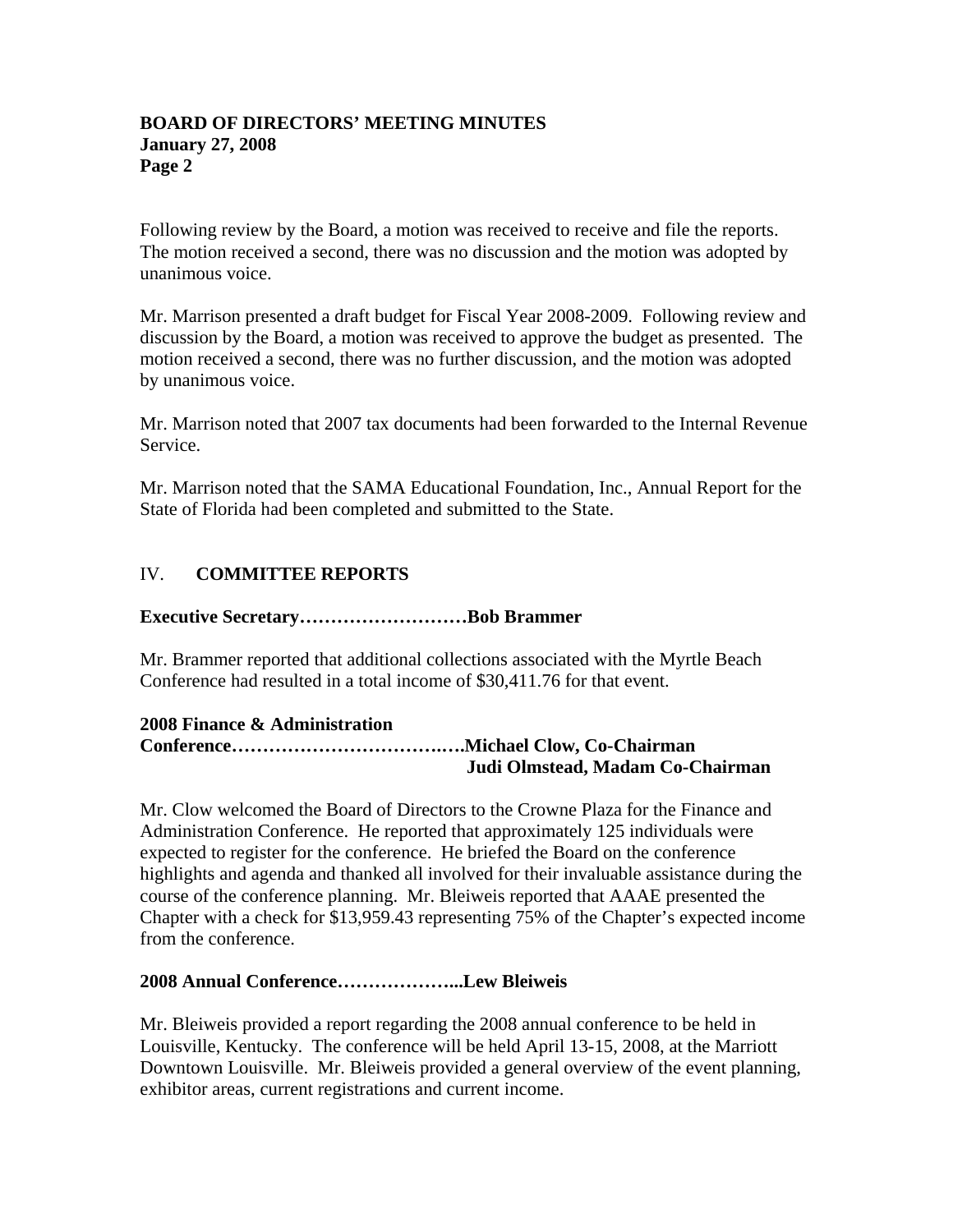Following review by the Board, a motion was received to receive and file the reports. The motion received a second, there was no discussion and the motion was adopted by unanimous voice.

Mr. Marrison presented a draft budget for Fiscal Year 2008-2009. Following review and discussion by the Board, a motion was received to approve the budget as presented. The motion received a second, there was no further discussion, and the motion was adopted by unanimous voice.

Mr. Marrison noted that 2007 tax documents had been forwarded to the Internal Revenue Service.

Mr. Marrison noted that the SAMA Educational Foundation, Inc., Annual Report for the State of Florida had been completed and submitted to the State.

## IV. COMMITTEE REPORTS

**Executive Secretary………………………Bob Brammer**

Mr. Brammer reported that additional collections associated with the Myrtle Beach Conference had resulted in a total income of $30,411.76 for that event.

**2008 Finance & Administration Conference……………………………….Michael Clow, Co-Chairman**
**Judi Olmstead, Madam Co-Chairman**

Mr. Clow welcomed the Board of Directors to the Crowne Plaza for the Finance and Administration Conference. He reported that approximately 125 individuals were expected to register for the conference. He briefed the Board on the conference highlights and agenda and thanked all involved for their invaluable assistance during the course of the conference planning. Mr. Bleiweis reported that AAAE presented the Chapter with a check for $13,959.43 representing 75% of the Chapter's expected income from the conference.

**2008 Annual Conference………………...Lew Bleiweis**

Mr. Bleiweis provided a report regarding the 2008 annual conference to be held in Louisville, Kentucky. The conference will be held April 13-15, 2008, at the Marriott Downtown Louisville. Mr. Bleiweis provided a general overview of the event planning, exhibitor areas, current registrations and current income.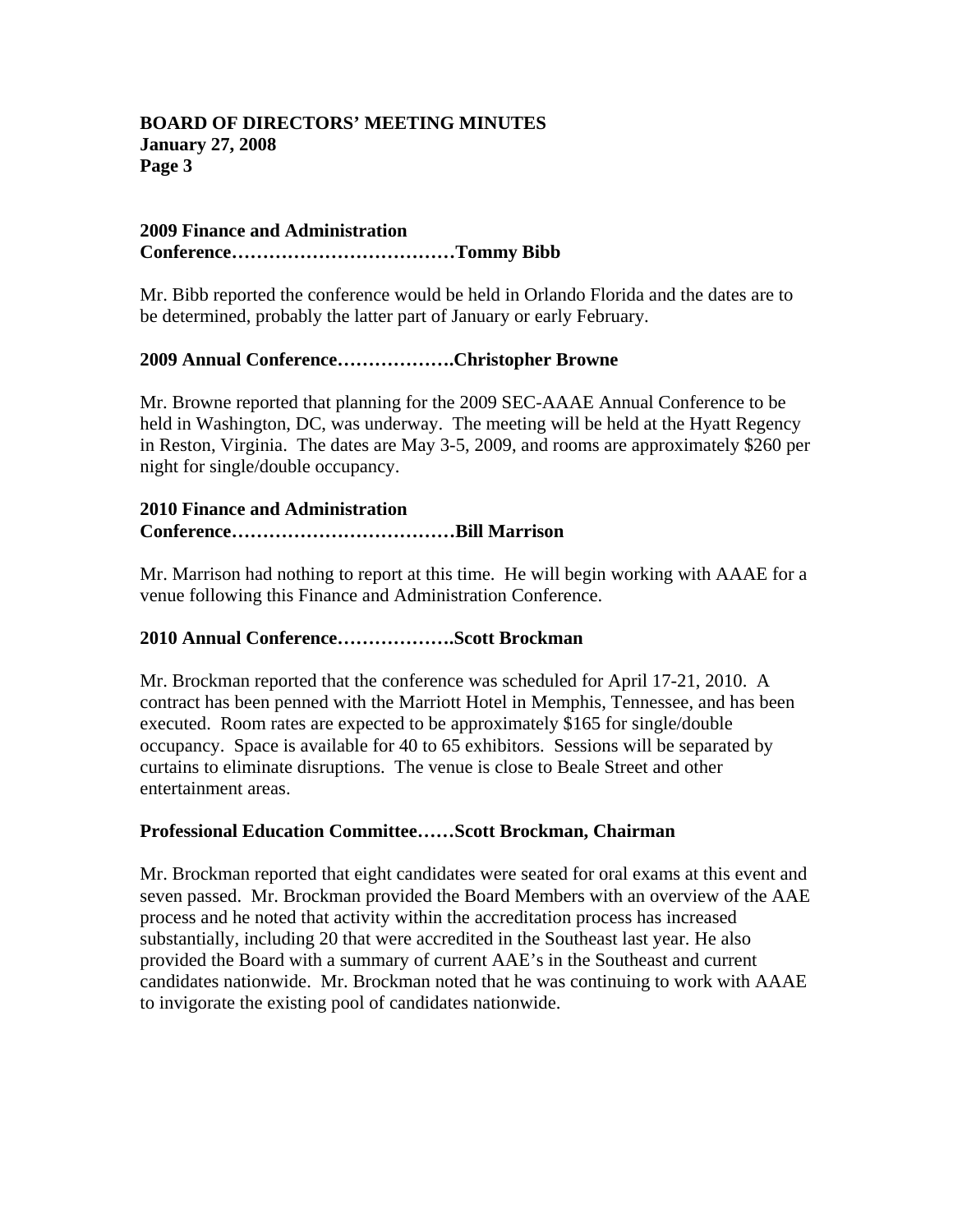**2009 Finance and Administration Conference……………………………Tommy Bibb**

Mr. Bibb reported the conference would be held in Orlando Florida and the dates are to be determined, probably the latter part of January or early February.

**2009 Annual Conference……………….Christopher Browne**

Mr. Browne reported that planning for the 2009 SEC-AAAE Annual Conference to be held in Washington, DC, was underway. The meeting will be held at the Hyatt Regency in Reston, Virginia. The dates are May 3-5, 2009, and rooms are approximately $260 per night for single/double occupancy.

**2010 Finance and Administration Conference……………………………Bill Marrison**

Mr. Marrison had nothing to report at this time. He will begin working with AAAE for a venue following this Finance and Administration Conference.

**2010 Annual Conference……………….Scott Brockman**

Mr. Brockman reported that the conference was scheduled for April 17-21, 2010. A contract has been penned with the Marriott Hotel in Memphis, Tennessee, and has been executed. Room rates are expected to be approximately $165 for single/double occupancy. Space is available for 40 to 65 exhibitors. Sessions will be separated by curtains to eliminate disruptions. The venue is close to Beale Street and other entertainment areas.

**Professional Education Committee……Scott Brockman, Chairman**

Mr. Brockman reported that eight candidates were seated for oral exams at this event and seven passed. Mr. Brockman provided the Board Members with an overview of the AAE process and he noted that activity within the accreditation process has increased substantially, including 20 that were accredited in the Southeast last year. He also provided the Board with a summary of current AAE's in the Southeast and current candidates nationwide. Mr. Brockman noted that he was continuing to work with AAAE to invigorate the existing pool of candidates nationwide.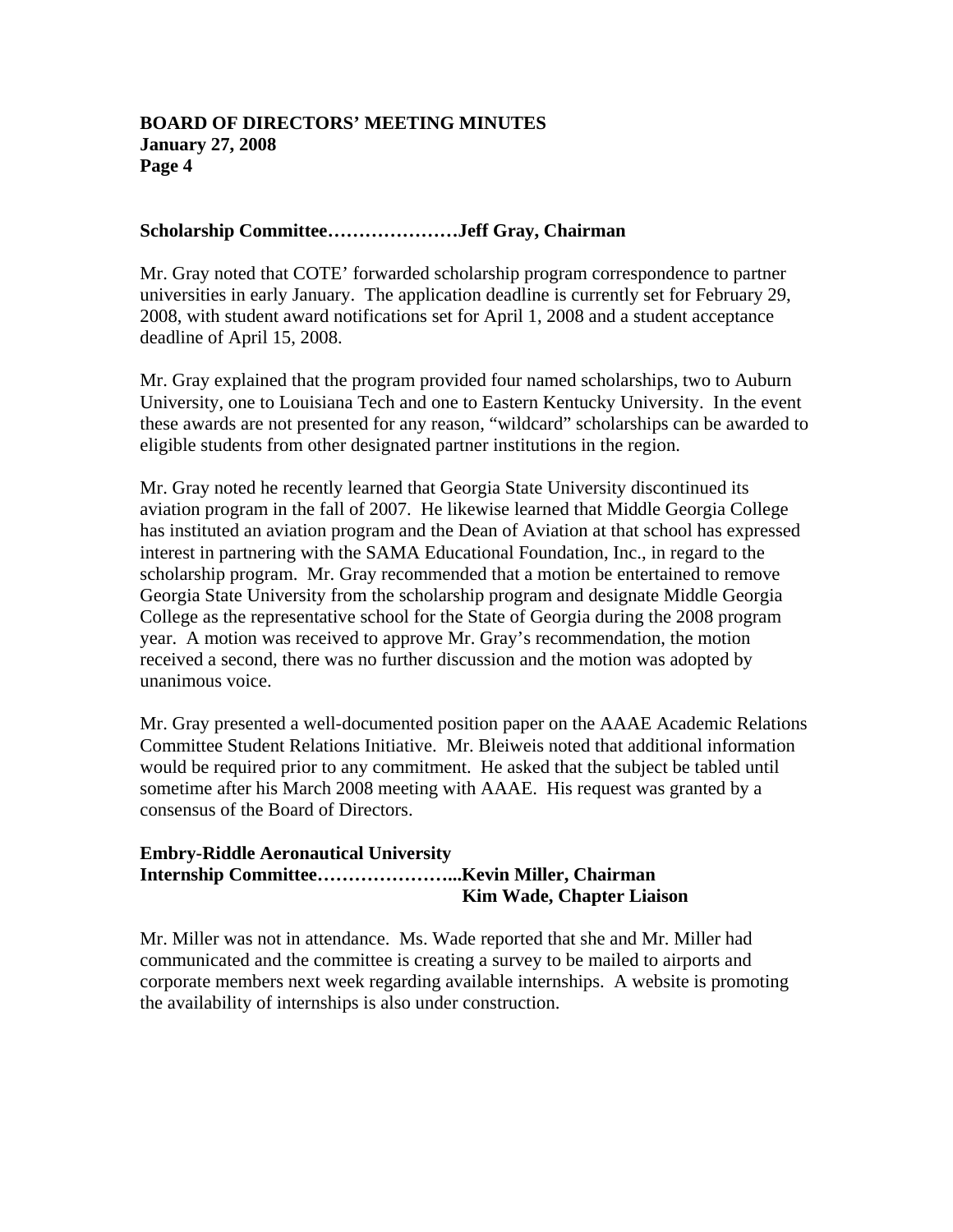**Scholarship Committee…………………Jeff Gray, Chairman**

Mr. Gray noted that COTE' forwarded scholarship program correspondence to partner universities in early January. The application deadline is currently set for February 29, 2008, with student award notifications set for April 1, 2008 and a student acceptance deadline of April 15, 2008.

Mr. Gray explained that the program provided four named scholarships, two to Auburn University, one to Louisiana Tech and one to Eastern Kentucky University. In the event these awards are not presented for any reason, "wildcard" scholarships can be awarded to eligible students from other designated partner institutions in the region.

Mr. Gray noted he recently learned that Georgia State University discontinued its aviation program in the fall of 2007. He likewise learned that Middle Georgia College has instituted an aviation program and the Dean of Aviation at that school has expressed interest in partnering with the SAMA Educational Foundation, Inc., in regard to the scholarship program. Mr. Gray recommended that a motion be entertained to remove Georgia State University from the scholarship program and designate Middle Georgia College as the representative school for the State of Georgia during the 2008 program year. A motion was received to approve Mr. Gray's recommendation, the motion received a second, there was no further discussion and the motion was adopted by unanimous voice.

Mr. Gray presented a well-documented position paper on the AAAE Academic Relations Committee Student Relations Initiative. Mr. Bleiweis noted that additional information would be required prior to any commitment. He asked that the subject be tabled until sometime after his March 2008 meeting with AAAE. His request was granted by a consensus of the Board of Directors.

**Embry-Riddle Aeronautical University**
**Internship Committee…………………...Kevin Miller, Chairman**
**Kim Wade, Chapter Liaison**

Mr. Miller was not in attendance. Ms. Wade reported that she and Mr. Miller had communicated and the committee is creating a survey to be mailed to airports and corporate members next week regarding available internships. A website is promoting the availability of internships is also under construction.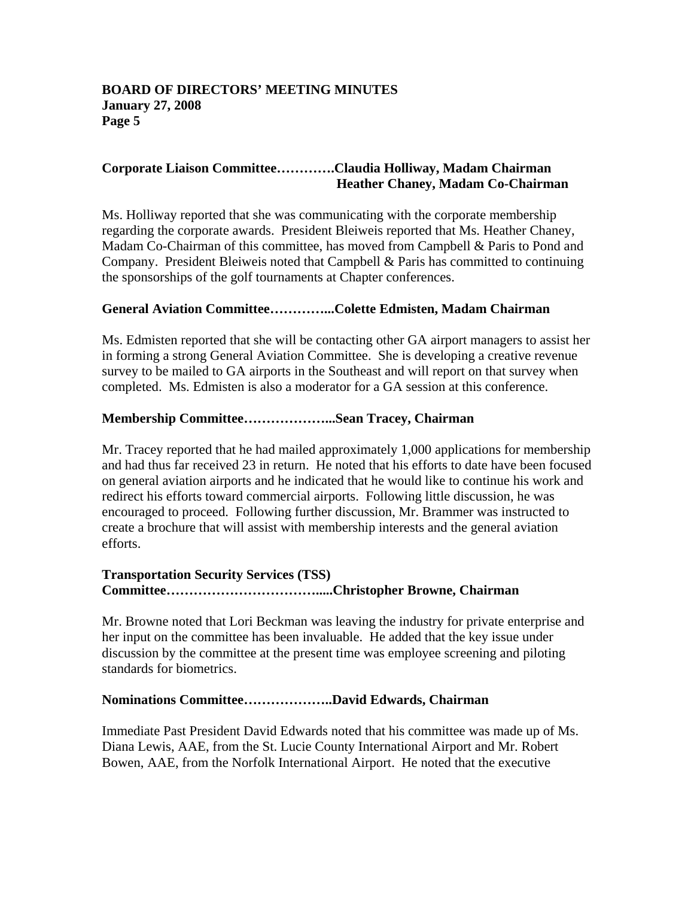**Corporate Liaison Committee…………Claudia Holliway, Madam Chairman**
**Heather Chaney, Madam Co-Chairman**

Ms. Holliway reported that she was communicating with the corporate membership regarding the corporate awards. President Bleiweis reported that Ms. Heather Chaney, Madam Co-Chairman of this committee, has moved from Campbell & Paris to Pond and Company. President Bleiweis noted that Campbell & Paris has committed to continuing the sponsorships of the golf tournaments at Chapter conferences.

**General Aviation Committee…………...Colette Edmisten, Madam Chairman**

Ms. Edmisten reported that she will be contacting other GA airport managers to assist her in forming a strong General Aviation Committee. She is developing a creative revenue survey to be mailed to GA airports in the Southeast and will report on that survey when completed. Ms. Edmisten is also a moderator for a GA session at this conference.

**Membership Committee………………...Sean Tracey, Chairman**

Mr. Tracey reported that he had mailed approximately 1,000 applications for membership and had thus far received 23 in return. He noted that his efforts to date have been focused on general aviation airports and he indicated that he would like to continue his work and redirect his efforts toward commercial airports. Following little discussion, he was encouraged to proceed. Following further discussion, Mr. Brammer was instructed to create a brochure that will assist with membership interests and the general aviation efforts.

**Transportation Security Services (TSS) Committee…………………………….....Christopher Browne, Chairman**

Mr. Browne noted that Lori Beckman was leaving the industry for private enterprise and her input on the committee has been invaluable. He added that the key issue under discussion by the committee at the present time was employee screening and piloting standards for biometrics.

**Nominations Committee………………..David Edwards, Chairman**

Immediate Past President David Edwards noted that his committee was made up of Ms. Diana Lewis, AAE, from the St. Lucie County International Airport and Mr. Robert Bowen, AAE, from the Norfolk International Airport. He noted that the executive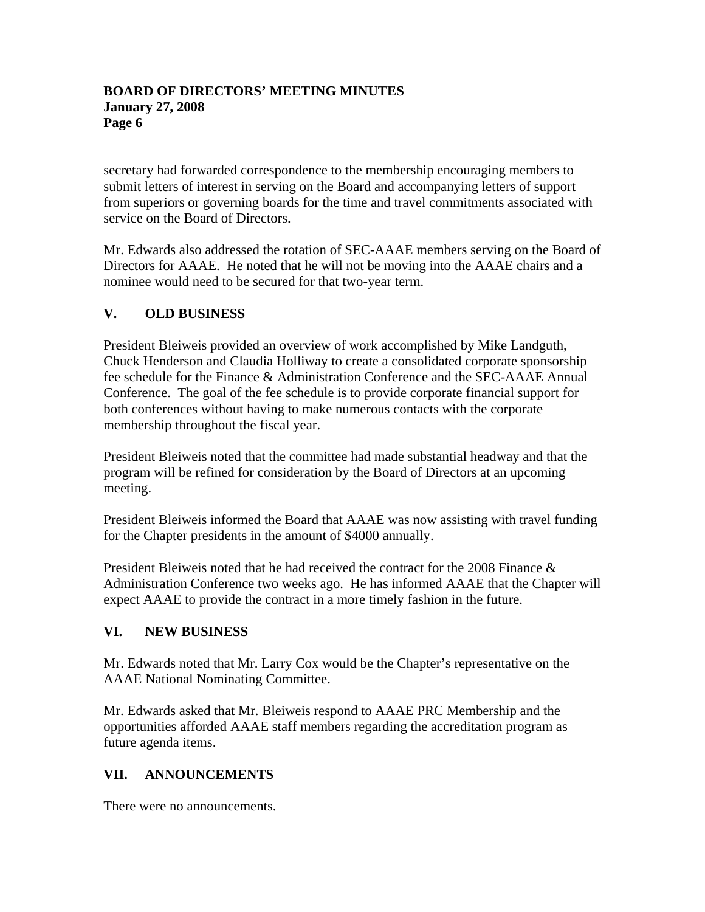secretary had forwarded correspondence to the membership encouraging members to submit letters of interest in serving on the Board and accompanying letters of support from superiors or governing boards for the time and travel commitments associated with service on the Board of Directors.

Mr. Edwards also addressed the rotation of SEC-AAAE members serving on the Board of Directors for AAAE. He noted that he will not be moving into the AAAE chairs and a nominee would need to be secured for that two-year term.

## V. OLD BUSINESS

President Bleiweis provided an overview of work accomplished by Mike Landguth, Chuck Henderson and Claudia Holliway to create a consolidated corporate sponsorship fee schedule for the Finance & Administration Conference and the SEC-AAAE Annual Conference. The goal of the fee schedule is to provide corporate financial support for both conferences without having to make numerous contacts with the corporate membership throughout the fiscal year.

President Bleiweis noted that the committee had made substantial headway and that the program will be refined for consideration by the Board of Directors at an upcoming meeting.

President Bleiweis informed the Board that AAAE was now assisting with travel funding for the Chapter presidents in the amount of $4000 annually.

President Bleiweis noted that he had received the contract for the 2008 Finance & Administration Conference two weeks ago. He has informed AAAE that the Chapter will expect AAAE to provide the contract in a more timely fashion in the future.

## VI. NEW BUSINESS

Mr. Edwards noted that Mr. Larry Cox would be the Chapter's representative on the AAAE National Nominating Committee.

Mr. Edwards asked that Mr. Bleiweis respond to AAAE PRC Membership and the opportunities afforded AAAE staff members regarding the accreditation program as future agenda items.

## VII. ANNOUNCEMENTS

There were no announcements.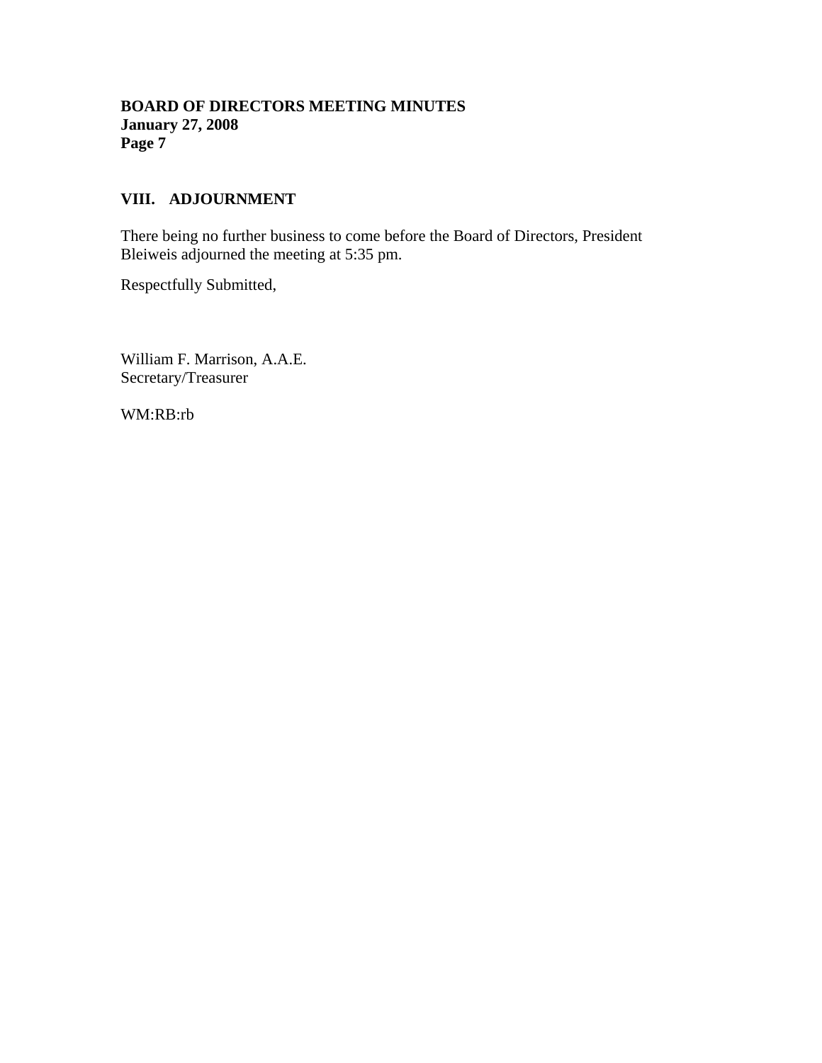## VIII. ADJOURNMENT

There being no further business to come before the Board of Directors, President Bleiweis adjourned the meeting at 5:35 pm.

Respectfully Submitted,

William F. Marrison, A.A.E.
Secretary/Treasurer

WM:RB:rb